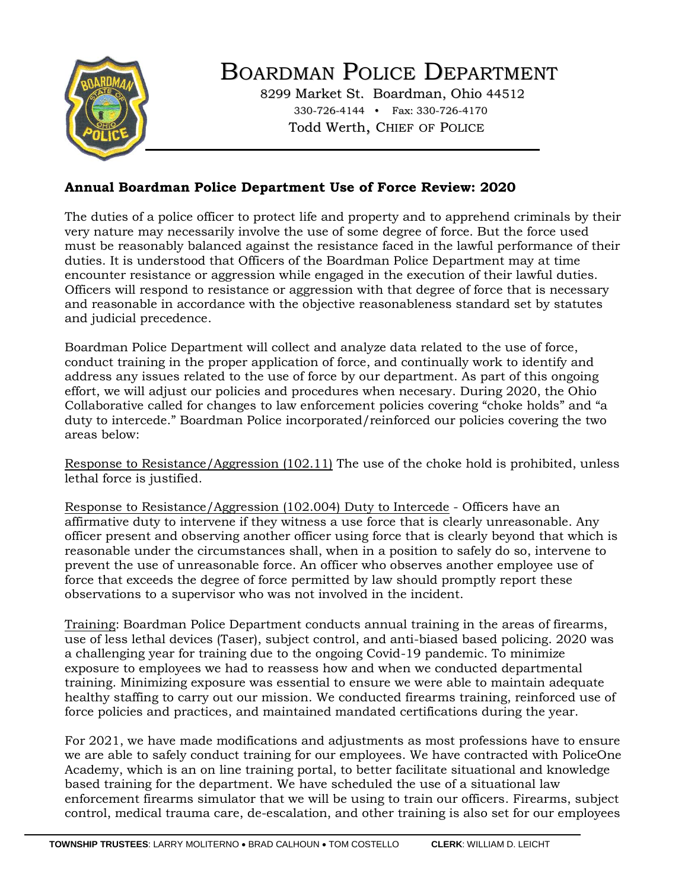# Boardman Police Department

8299 Market St. Boardman, Ohio 44512
330-726-4144 • Fax: 330-726-4170
Todd Werth, Chief of Police

## Annual Boardman Police Department Use of Force Review: 2020

The duties of a police officer to protect life and property and to apprehend criminals by their very nature may necessarily involve the use of some degree of force. But the force used must be reasonably balanced against the resistance faced in the lawful performance of their duties. It is understood that Officers of the Boardman Police Department may at time encounter resistance or aggression while engaged in the execution of their lawful duties. Officers will respond to resistance or aggression with that degree of force that is necessary and reasonable in accordance with the objective reasonableness standard set by statutes and judicial precedence.

Boardman Police Department will collect and analyze data related to the use of force, conduct training in the proper application of force, and continually work to identify and address any issues related to the use of force by our department. As part of this ongoing effort, we will adjust our policies and procedures when necesary. During 2020, the Ohio Collaborative called for changes to law enforcement policies covering "choke holds" and "a duty to intercede." Boardman Police incorporated/reinforced our policies covering the two areas below:

Response to Resistance/Aggression (102.11) The use of the choke hold is prohibited, unless lethal force is justified.

Response to Resistance/Aggression (102.004) Duty to Intercede - Officers have an affirmative duty to intervene if they witness a use force that is clearly unreasonable. Any officer present and observing another officer using force that is clearly beyond that which is reasonable under the circumstances shall, when in a position to safely do so, intervene to prevent the use of unreasonable force. An officer who observes another employee use of force that exceeds the degree of force permitted by law should promptly report these observations to a supervisor who was not involved in the incident.

Training: Boardman Police Department conducts annual training in the areas of firearms, use of less lethal devices (Taser), subject control, and anti-biased based policing. 2020 was a challenging year for training due to the ongoing Covid-19 pandemic. To minimize exposure to employees we had to reassess how and when we conducted departmental training. Minimizing exposure was essential to ensure we were able to maintain adequate healthy staffing to carry out our mission. We conducted firearms training, reinforced use of force policies and practices, and maintained mandated certifications during the year.

For 2021, we have made modifications and adjustments as most professions have to ensure we are able to safely conduct training for our employees. We have contracted with PoliceOne Academy, which is an on line training portal, to better facilitate situational and knowledge based training for the department. We have scheduled the use of a situational law enforcement firearms simulator that we will be using to train our officers. Firearms, subject control, medical trauma care, de-escalation, and other training is also set for our employees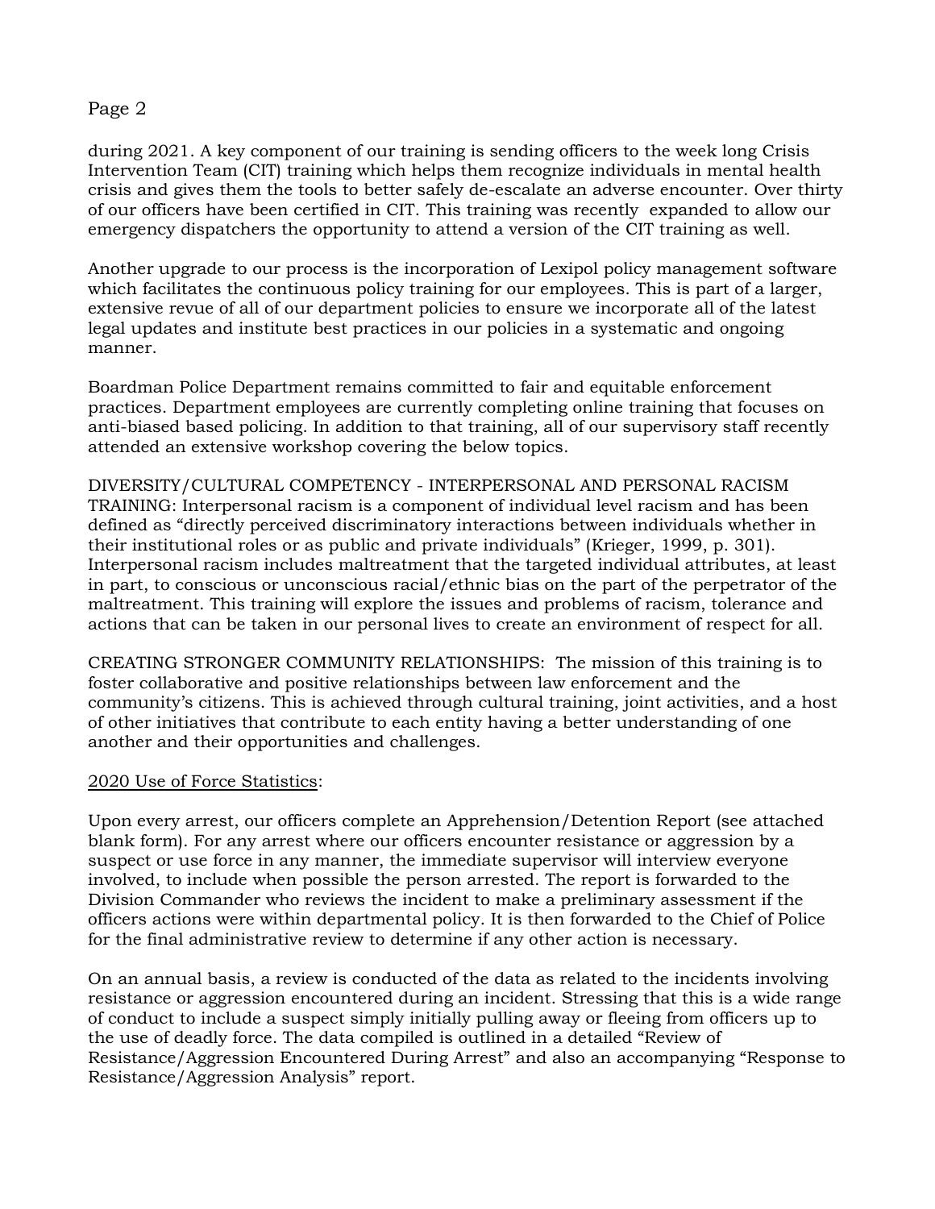during 2021. A key component of our training is sending officers to the week long Crisis Intervention Team (CIT) training which helps them recognize individuals in mental health crisis and gives them the tools to better safely de-escalate an adverse encounter. Over thirty of our officers have been certified in CIT. This training was recently expanded to allow our emergency dispatchers the opportunity to attend a version of the CIT training as well.

Another upgrade to our process is the incorporation of Lexipol policy management software which facilitates the continuous policy training for our employees. This is part of a larger, extensive revue of all of our department policies to ensure we incorporate all of the latest legal updates and institute best practices in our policies in a systematic and ongoing manner.

Boardman Police Department remains committed to fair and equitable enforcement practices. Department employees are currently completing online training that focuses on anti-biased based policing. In addition to that training, all of our supervisory staff recently attended an extensive workshop covering the below topics.

DIVERSITY/CULTURAL COMPETENCY - INTERPERSONAL AND PERSONAL RACISM TRAINING: Interpersonal racism is a component of individual level racism and has been defined as "directly perceived discriminatory interactions between individuals whether in their institutional roles or as public and private individuals" (Krieger, 1999, p. 301). Interpersonal racism includes maltreatment that the targeted individual attributes, at least in part, to conscious or unconscious racial/ethnic bias on the part of the perpetrator of the maltreatment. This training will explore the issues and problems of racism, tolerance and actions that can be taken in our personal lives to create an environment of respect for all.

CREATING STRONGER COMMUNITY RELATIONSHIPS: The mission of this training is to foster collaborative and positive relationships between law enforcement and the community's citizens. This is achieved through cultural training, joint activities, and a host of other initiatives that contribute to each entity having a better understanding of one another and their opportunities and challenges.

<u>2020 Use of Force Statistics</u>:

Upon every arrest, our officers complete an Apprehension/Detention Report (see attached blank form). For any arrest where our officers encounter resistance or aggression by a suspect or use force in any manner, the immediate supervisor will interview everyone involved, to include when possible the person arrested. The report is forwarded to the Division Commander who reviews the incident to make a preliminary assessment if the officers actions were within departmental policy. It is then forwarded to the Chief of Police for the final administrative review to determine if any other action is necessary.

On an annual basis, a review is conducted of the data as related to the incidents involving resistance or aggression encountered during an incident. Stressing that this is a wide range of conduct to include a suspect simply initially pulling away or fleeing from officers up to the use of deadly force. The data compiled is outlined in a detailed "Review of Resistance/Aggression Encountered During Arrest" and also an accompanying "Response to Resistance/Aggression Analysis" report.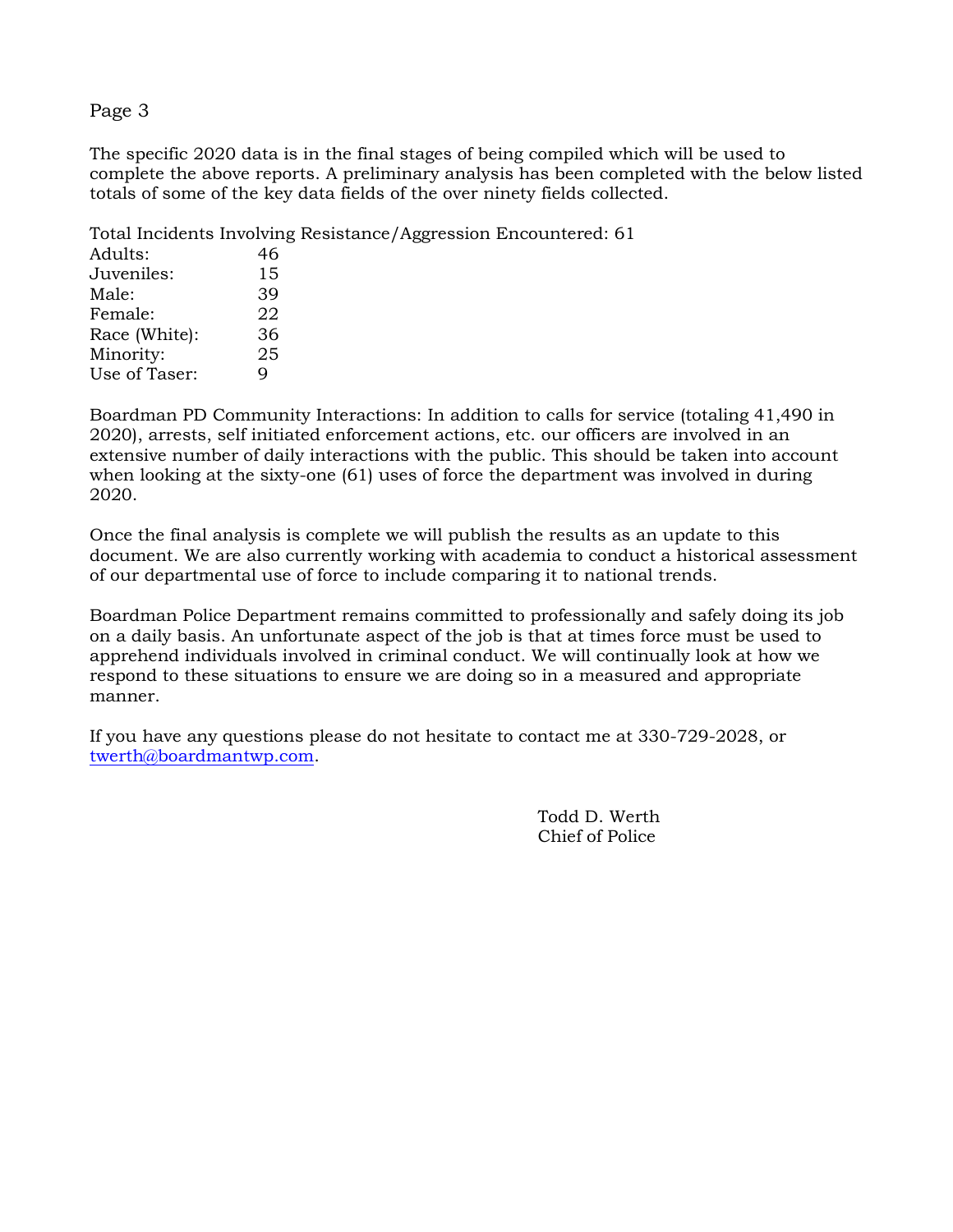The specific 2020 data is in the final stages of being compiled which will be used to complete the above reports. A preliminary analysis has been completed with the below listed totals of some of the key data fields of the over ninety fields collected.

Total Incidents Involving Resistance/Aggression Encountered: 61

| | |
|---|---|
| Adults: | 46 |
| Juveniles: | 15 |
| Male: | 39 |
| Female: | 22 |
| Race (White): | 36 |
| Minority: | 25 |
| Use of Taser: | 9 |

Boardman PD Community Interactions: In addition to calls for service (totaling 41,490 in 2020), arrests, self initiated enforcement actions, etc. our officers are involved in an extensive number of daily interactions with the public. This should be taken into account when looking at the sixty-one (61) uses of force the department was involved in during 2020.

Once the final analysis is complete we will publish the results as an update to this document. We are also currently working with academia to conduct a historical assessment of our departmental use of force to include comparing it to national trends.

Boardman Police Department remains committed to professionally and safely doing its job on a daily basis. An unfortunate aspect of the job is that at times force must be used to apprehend individuals involved in criminal conduct. We will continually look at how we respond to these situations to ensure we are doing so in a measured and appropriate manner.

If you have any questions please do not hesitate to contact me at 330-729-2028, or twerth@boardmantwp.com.

Todd D. Werth
Chief of Police